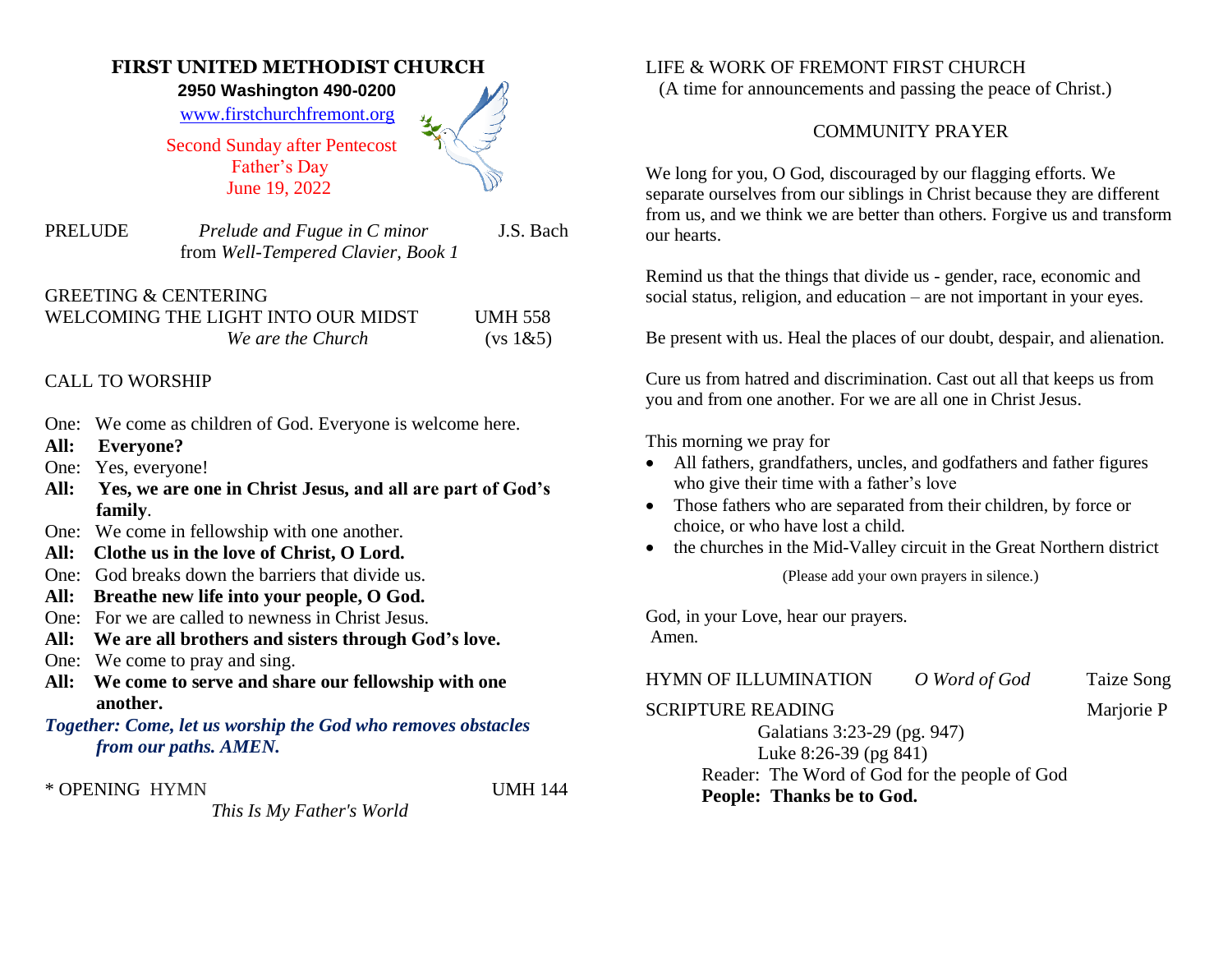# FIRST UNITED METHODIST CHURCH

**2950 Washington 490-0200**

www.firstchurchfremont.org

Second Sunday after Pentecost
Father's Day
June 19, 2022

PRELUDE *Prelude and Fugue in C minor* J.S. Bach
from *Well-Tempered Clavier, Book 1*

GREETING & CENTERING

WELCOMING THE LIGHT INTO OUR MIDST UMH 558
*We are the Church* (vs 1&5)

CALL TO WORSHIP

One: We come as children of God. Everyone is welcome here.
**All: Everyone?**
One: Yes, everyone!
**All: Yes, we are one in Christ Jesus, and all are part of God's family**.
One: We come in fellowship with one another.
**All: Clothe us in the love of Christ, O Lord.**
One: God breaks down the barriers that divide us.
**All: Breathe new life into your people, O God.**
One: For we are called to newness in Christ Jesus.
**All: We are all brothers and sisters through God's love.**
One: We come to pray and sing.
**All: We come to serve and share our fellowship with one another.**
***Together: Come, let us worship the God who removes obstacles from our paths. AMEN.***

\* OPENING HYMN UMH 144
*This Is My Father's World*

LIFE & WORK OF FREMONT FIRST CHURCH
(A time for announcements and passing the peace of Christ.)

COMMUNITY PRAYER

We long for you, O God, discouraged by our flagging efforts. We separate ourselves from our siblings in Christ because they are different from us, and we think we are better than others. Forgive us and transform our hearts.

Remind us that the things that divide us - gender, race, economic and social status, religion, and education – are not important in your eyes.

Be present with us. Heal the places of our doubt, despair, and alienation.

Cure us from hatred and discrimination. Cast out all that keeps us from you and from one another. For we are all one in Christ Jesus.

This morning we pray for

- All fathers, grandfathers, uncles, and godfathers and father figures who give their time with a father's love
- Those fathers who are separated from their children, by force or choice, or who have lost a child.
- the churches in the Mid-Valley circuit in the Great Northern district

(Please add your own prayers in silence.)

God, in your Love, hear our prayers.
Amen.

HYMN OF ILLUMINATION *O Word of God* Taize Song

SCRIPTURE READING Marjorie P
Galatians 3:23-29 (pg. 947)
Luke 8:26-39 (pg 841)
Reader: The Word of God for the people of God
**People: Thanks be to God.**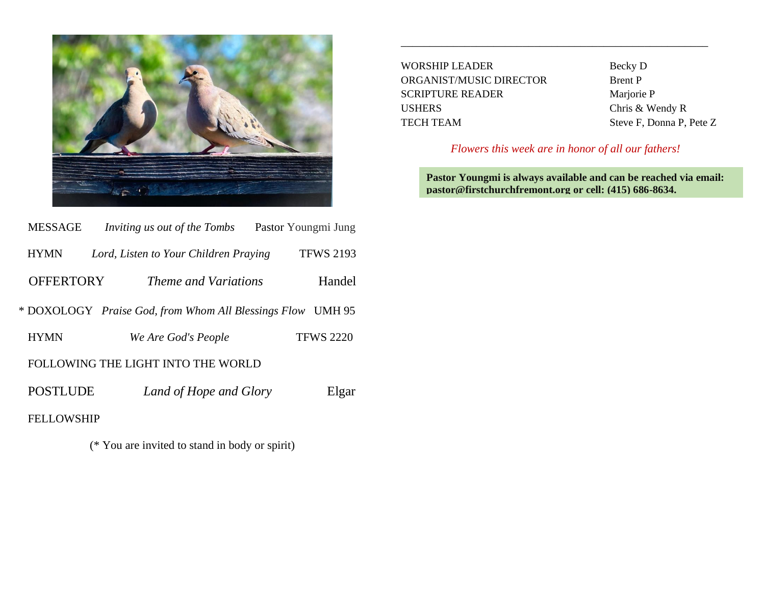MESSAGE *Inviting us out of the Tombs* Pastor Youngmi Jung

HYMN *Lord, Listen to Your Children Praying* TFWS 2193

OFFERTORY *Theme and Variations* Handel

* DOXOLOGY *Praise God, from Whom All Blessings Flow* UMH 95

HYMN *We Are God's People* TFWS 2220

FOLLOWING THE LIGHT INTO THE WORLD

POSTLUDE *Land of Hope and Glory* Elgar

FELLOWSHIP

(* You are invited to stand in body or spirit)

---

| | |
|---|---|
| WORSHIP LEADER | Becky D |
| ORGANIST/MUSIC DIRECTOR | Brent P |
| SCRIPTURE READER | Marjorie P |
| USHERS | Chris & Wendy R |
| TECH TEAM | Steve F, Donna P, Pete Z |

*Flowers this week are in honor of all our fathers!*

**Pastor Youngmi is always available and can be reached via email: pastor@firstchurchfremont.org or cell: (415) 686-8634.**